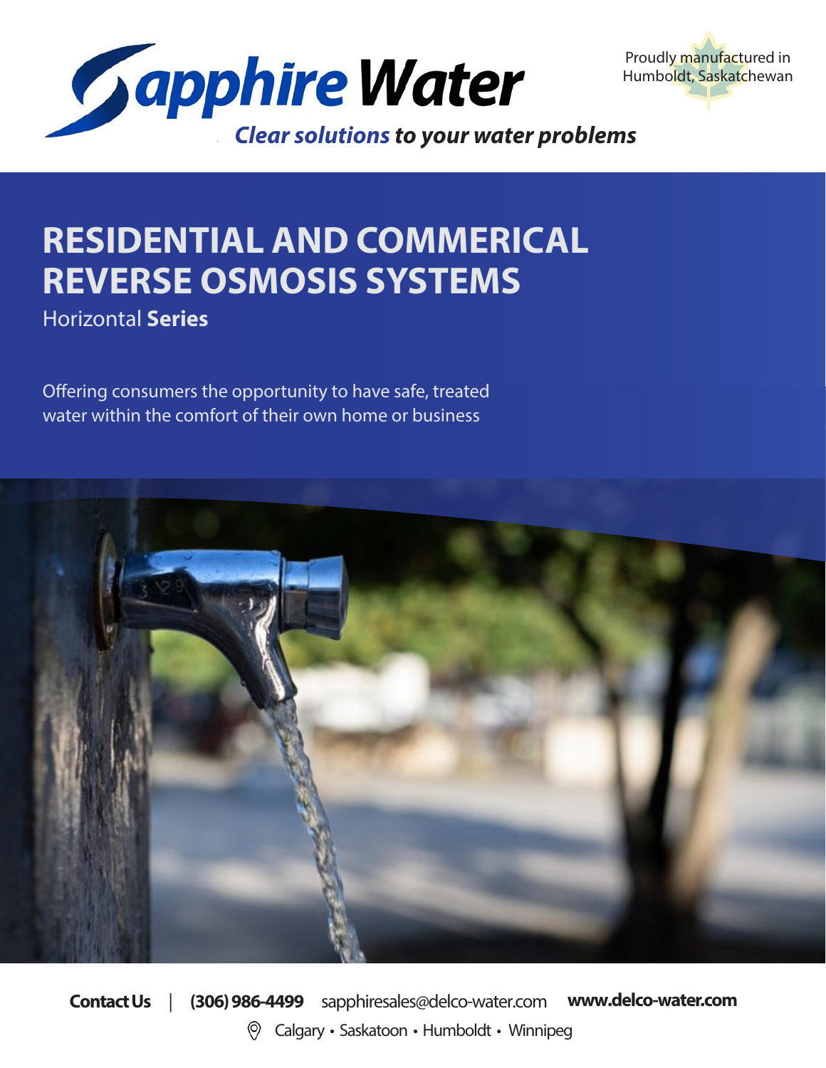Proudly manufactured in Humboldt, Saskatchewan

**Sapphire Water**

***Clear solutions to your water problems***

# RESIDENTIAL AND COMMERICAL REVERSE OSMOSIS SYSTEMS

Horizontal **Series**

Offering consumers the opportunity to have safe, treated water within the comfort of their own home or business

**Contact Us** | **(306) 986-4499** sapphiresales@delco-water.com **www.delco-water.com**

Calgary • Saskatoon • Humboldt • Winnipeg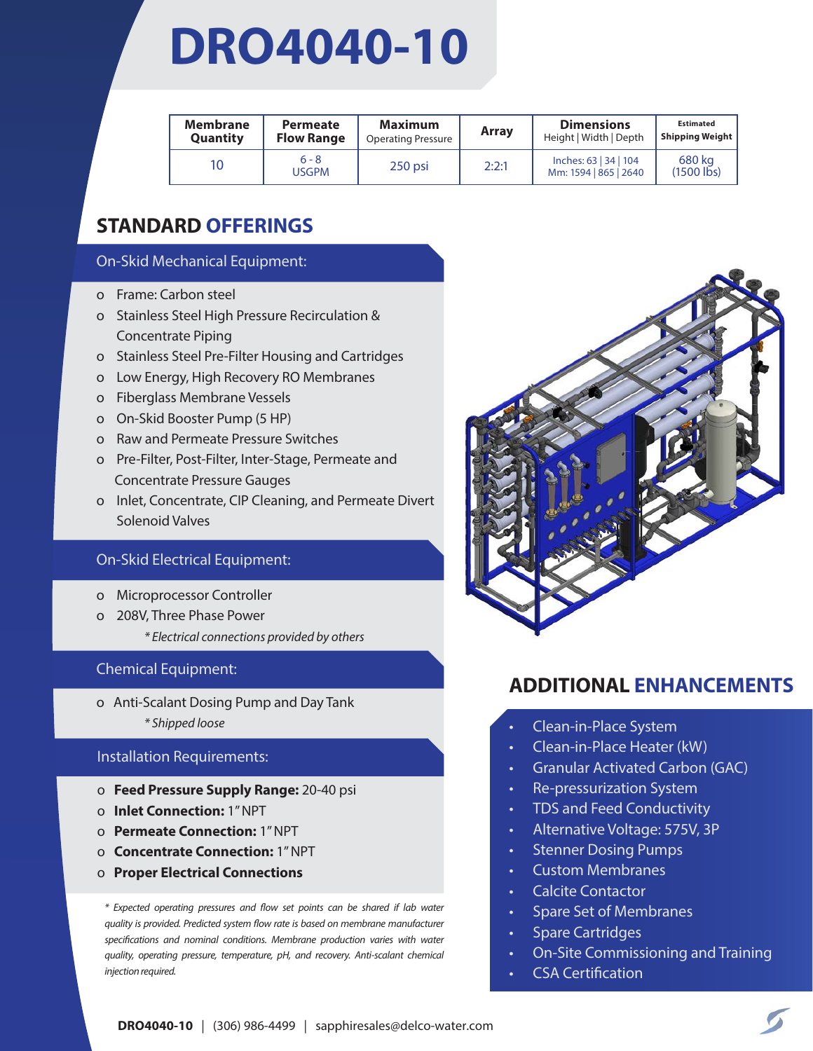# DRO4040-10

| Membrane Quantity | Permeate Flow Range | Maximum Operating Pressure | Array | Dimensions Height \| Width \| Depth | Estimated Shipping Weight |
|---|---|---|---|---|---|
| 10 | 6 - 8 USGPM | 250 psi | 2:2:1 | Inches: 63 \| 34 \| 104 Mm: 1594 \| 865 \| 2640 | 680 kg (1500 lbs) |

## STANDARD OFFERINGS

### On-Skid Mechanical Equipment:

- Frame: Carbon steel
- Stainless Steel High Pressure Recirculation & Concentrate Piping
- Stainless Steel Pre-Filter Housing and Cartridges
- Low Energy, High Recovery RO Membranes
- Fiberglass Membrane Vessels
- On-Skid Booster Pump (5 HP)
- Raw and Permeate Pressure Switches
- Pre-Filter, Post-Filter, Inter-Stage, Permeate and Concentrate Pressure Gauges
- Inlet, Concentrate, CIP Cleaning, and Permeate Divert Solenoid Valves

### On-Skid Electrical Equipment:

- Microprocessor Controller
- 208V, Three Phase Power

  *\* Electrical connections provided by others*

### Chemical Equipment:

- Anti-Scalant Dosing Pump and Day Tank

  *\* Shipped loose*

### Installation Requirements:

- **Feed Pressure Supply Range:** 20-40 psi
- **Inlet Connection:** 1" NPT
- **Permeate Connection:** 1" NPT
- **Concentrate Connection:** 1" NPT
- **Proper Electrical Connections**

*\* Expected operating pressures and flow set points can be shared if lab water quality is provided. Predicted system flow rate is based on membrane manufacturer specifications and nominal conditions. Membrane production varies with water quality, operating pressure, temperature, pH, and recovery. Anti-scalant chemical injection required.*

## ADDITIONAL ENHANCEMENTS

- Clean-in-Place System
- Clean-in-Place Heater (kW)
- Granular Activated Carbon (GAC)
- Re-pressurization System
- TDS and Feed Conductivity
- Alternative Voltage: 575V, 3P
- Stenner Dosing Pumps
- Custom Membranes
- Calcite Contactor
- Spare Set of Membranes
- Spare Cartridges
- On-Site Commissioning and Training
- CSA Certification

**DRO4040-10** | (306) 986-4499 | sapphiresales@delco-water.com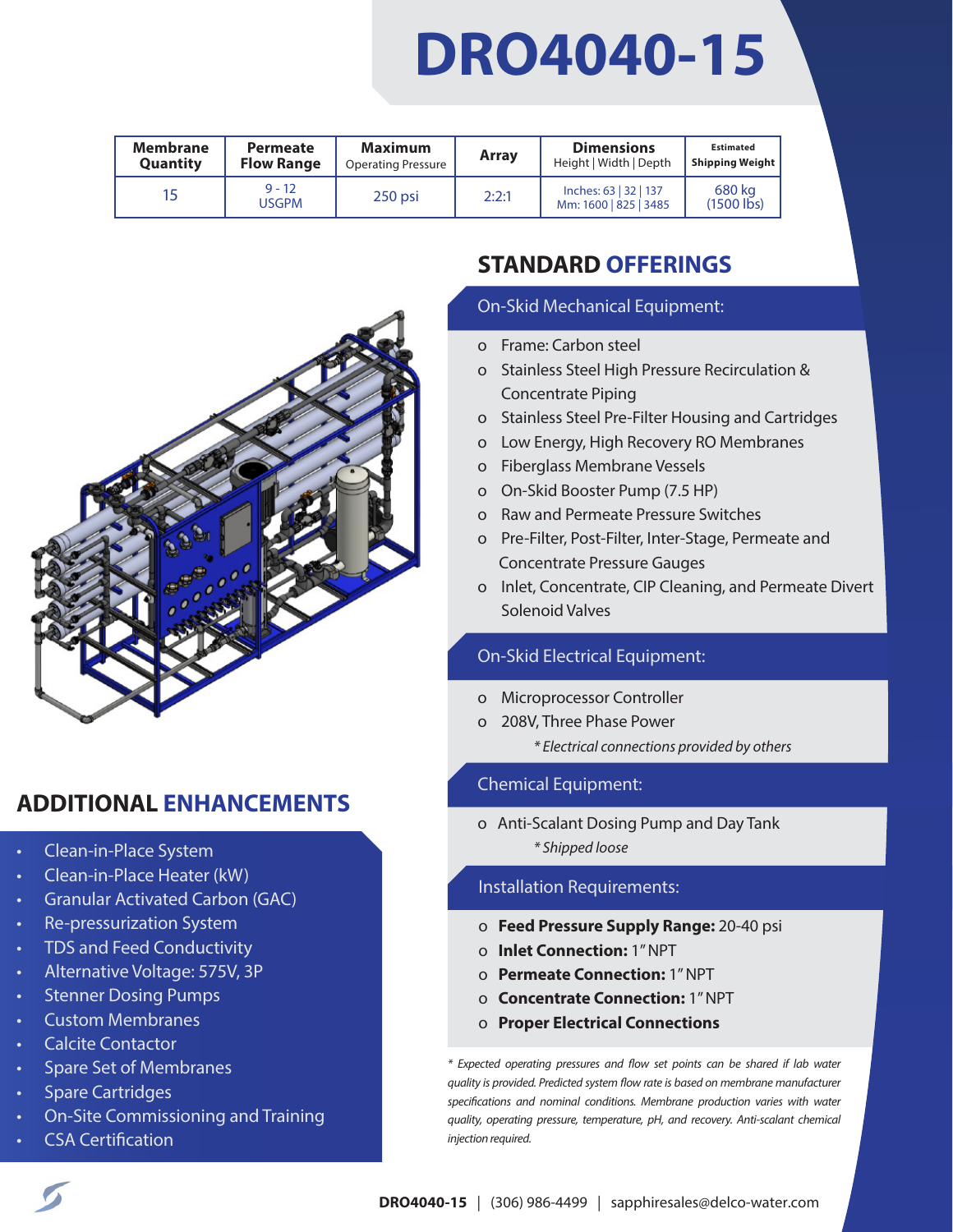# DRO4040-15

| Membrane Quantity | Permeate Flow Range | Maximum Operating Pressure | Array | Dimensions Height \| Width \| Depth | Estimated Shipping Weight |
|---|---|---|---|---|---|
| 15 | 9 - 12 USGPM | 250 psi | 2:2:1 | Inches: 63 \| 32 \| 137 Mm: 1600 \| 825 \| 3485 | 680 kg (1500 lbs) |

## STANDARD OFFERINGS

### On-Skid Mechanical Equipment:

- Frame: Carbon steel
- Stainless Steel High Pressure Recirculation & Concentrate Piping
- Stainless Steel Pre-Filter Housing and Cartridges
- Low Energy, High Recovery RO Membranes
- Fiberglass Membrane Vessels
- On-Skid Booster Pump (7.5 HP)
- Raw and Permeate Pressure Switches
- Pre-Filter, Post-Filter, Inter-Stage, Permeate and Concentrate Pressure Gauges
- Inlet, Concentrate, CIP Cleaning, and Permeate Divert Solenoid Valves

### On-Skid Electrical Equipment:

- Microprocessor Controller
- 208V, Three Phase Power

  *\* Electrical connections provided by others*

### Chemical Equipment:

- Anti-Scalant Dosing Pump and Day Tank

  *\* Shipped loose*

### Installation Requirements:

- **Feed Pressure Supply Range:** 20-40 psi
- **Inlet Connection:** 1" NPT
- **Permeate Connection:** 1" NPT
- **Concentrate Connection:** 1" NPT
- **Proper Electrical Connections**

*\* Expected operating pressures and flow set points can be shared if lab water quality is provided. Predicted system flow rate is based on membrane manufacturer specifications and nominal conditions. Membrane production varies with water quality, operating pressure, temperature, pH, and recovery. Anti-scalant chemical injection required.*

## ADDITIONAL ENHANCEMENTS

- Clean-in-Place System
- Clean-in-Place Heater (kW)
- Granular Activated Carbon (GAC)
- Re-pressurization System
- TDS and Feed Conductivity
- Alternative Voltage: 575V, 3P
- Stenner Dosing Pumps
- Custom Membranes
- Calcite Contactor
- Spare Set of Membranes
- Spare Cartridges
- On-Site Commissioning and Training
- CSA Certification

**DRO4040-15** | (306) 986-4499 | sapphiresales@delco-water.com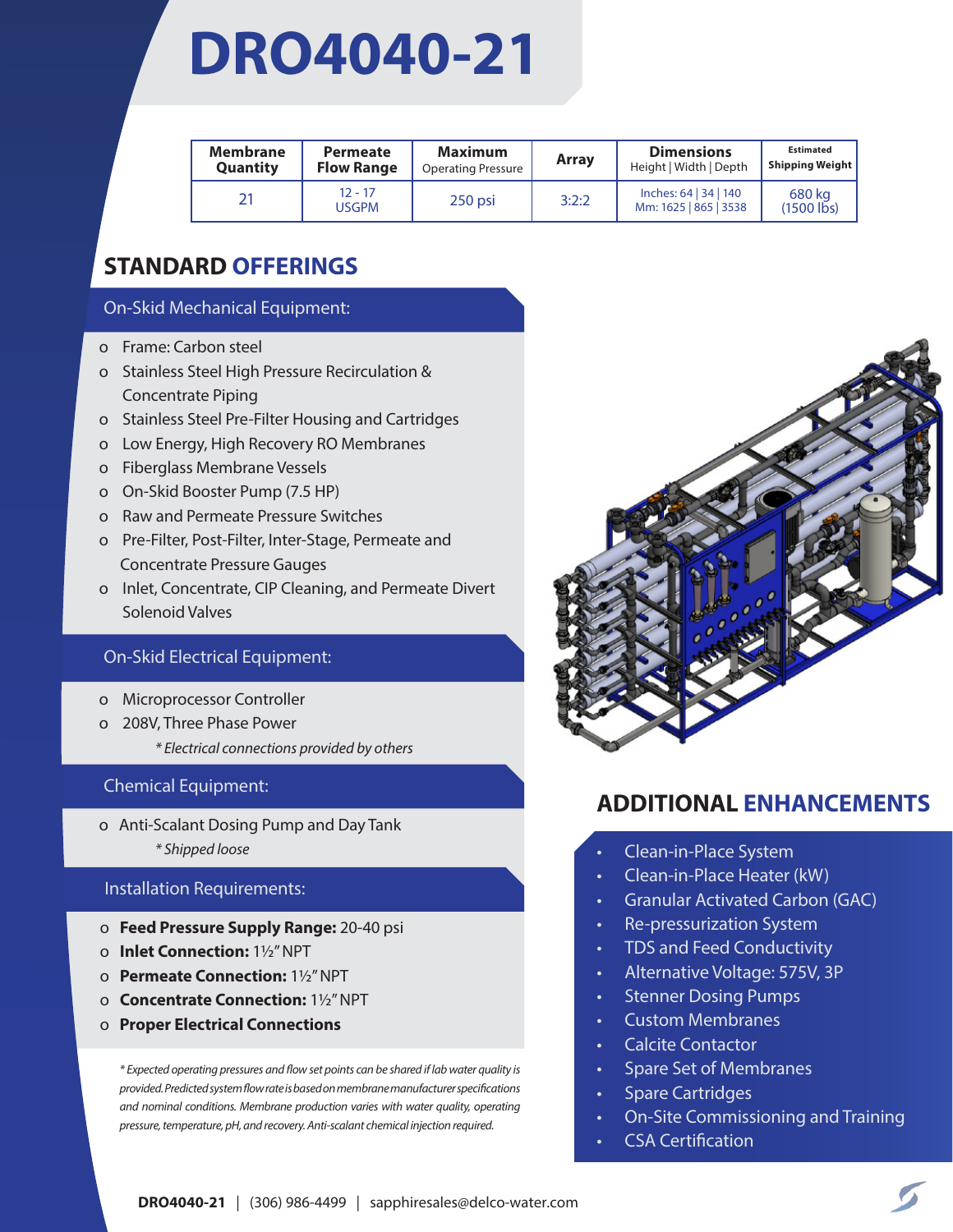# DRO4040-21

| Membrane Quantity | Permeate Flow Range | Maximum Operating Pressure | Array | Dimensions Height \| Width \| Depth | Estimated Shipping Weight |
|---|---|---|---|---|---|
| 21 | 12 - 17 USGPM | 250 psi | 3:2:2 | Inches: 64 \| 34 \| 140 Mm: 1625 \| 865 \| 3538 | 680 kg (1500 lbs) |

## STANDARD OFFERINGS

### On-Skid Mechanical Equipment:

- Frame: Carbon steel
- Stainless Steel High Pressure Recirculation & Concentrate Piping
- Stainless Steel Pre-Filter Housing and Cartridges
- Low Energy, High Recovery RO Membranes
- Fiberglass Membrane Vessels
- On-Skid Booster Pump (7.5 HP)
- Raw and Permeate Pressure Switches
- Pre-Filter, Post-Filter, Inter-Stage, Permeate and Concentrate Pressure Gauges
- Inlet, Concentrate, CIP Cleaning, and Permeate Divert Solenoid Valves

### On-Skid Electrical Equipment:

- Microprocessor Controller
- 208V, Three Phase Power

*\* Electrical connections provided by others*

### Chemical Equipment:

- Anti-Scalant Dosing Pump and Day Tank

*\* Shipped loose*

### Installation Requirements:

- **Feed Pressure Supply Range:** 20-40 psi
- **Inlet Connection:** 1½" NPT
- **Permeate Connection:** 1½" NPT
- **Concentrate Connection:** 1½" NPT
- **Proper Electrical Connections**

*\* Expected operating pressures and flow set points can be shared if lab water quality is provided. Predicted system flow rate is based on membrane manufacturer specifications and nominal conditions. Membrane production varies with water quality, operating pressure, temperature, pH, and recovery. Anti-scalant chemical injection required.*

## ADDITIONAL ENHANCEMENTS

- Clean-in-Place System
- Clean-in-Place Heater (kW)
- Granular Activated Carbon (GAC)
- Re-pressurization System
- TDS and Feed Conductivity
- Alternative Voltage: 575V, 3P
- Stenner Dosing Pumps
- Custom Membranes
- Calcite Contactor
- Spare Set of Membranes
- Spare Cartridges
- On-Site Commissioning and Training
- CSA Certification

**DRO4040-21** | (306) 986-4499 | sapphiresales@delco-water.com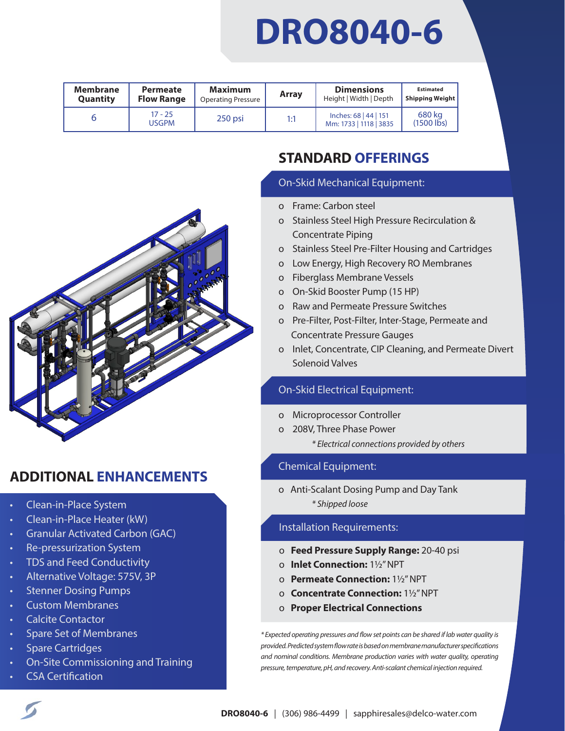# DRO8040-6

| Membrane Quantity | Permeate Flow Range | Maximum Operating Pressure | Array | Dimensions Height \| Width \| Depth | Estimated Shipping Weight |
|---|---|---|---|---|---|
| 6 | 17 - 25 USGPM | 250 psi | 1:1 | Inches: 68 \| 44 \| 151 Mm: 1733 \| 1118 \| 3835 | 680 kg (1500 lbs) |

## STANDARD OFFERINGS

### On-Skid Mechanical Equipment:

- Frame: Carbon steel
- Stainless Steel High Pressure Recirculation & Concentrate Piping
- Stainless Steel Pre-Filter Housing and Cartridges
- Low Energy, High Recovery RO Membranes
- Fiberglass Membrane Vessels
- On-Skid Booster Pump (15 HP)
- Raw and Permeate Pressure Switches
- Pre-Filter, Post-Filter, Inter-Stage, Permeate and Concentrate Pressure Gauges
- Inlet, Concentrate, CIP Cleaning, and Permeate Divert Solenoid Valves

### On-Skid Electrical Equipment:

- Microprocessor Controller
- 208V, Three Phase Power

  *\* Electrical connections provided by others*

### Chemical Equipment:

- Anti-Scalant Dosing Pump and Day Tank

  *\* Shipped loose*

### Installation Requirements:

- **Feed Pressure Supply Range:** 20-40 psi
- **Inlet Connection:** 1½" NPT
- **Permeate Connection:** 1½" NPT
- **Concentrate Connection:** 1½" NPT
- **Proper Electrical Connections**

*\* Expected operating pressures and flow set points can be shared if lab water quality is provided. Predicted system flow rate is based on membrane manufacturer specifications and nominal conditions. Membrane production varies with water quality, operating pressure, temperature, pH, and recovery. Anti-scalant chemical injection required.*

## ADDITIONAL ENHANCEMENTS

- Clean-in-Place System
- Clean-in-Place Heater (kW)
- Granular Activated Carbon (GAC)
- Re-pressurization System
- TDS and Feed Conductivity
- Alternative Voltage: 575V, 3P
- Stenner Dosing Pumps
- Custom Membranes
- Calcite Contactor
- Spare Set of Membranes
- Spare Cartridges
- On-Site Commissioning and Training
- CSA Certification

**DRO8040-6** | (306) 986-4499 | sapphiresales@delco-water.com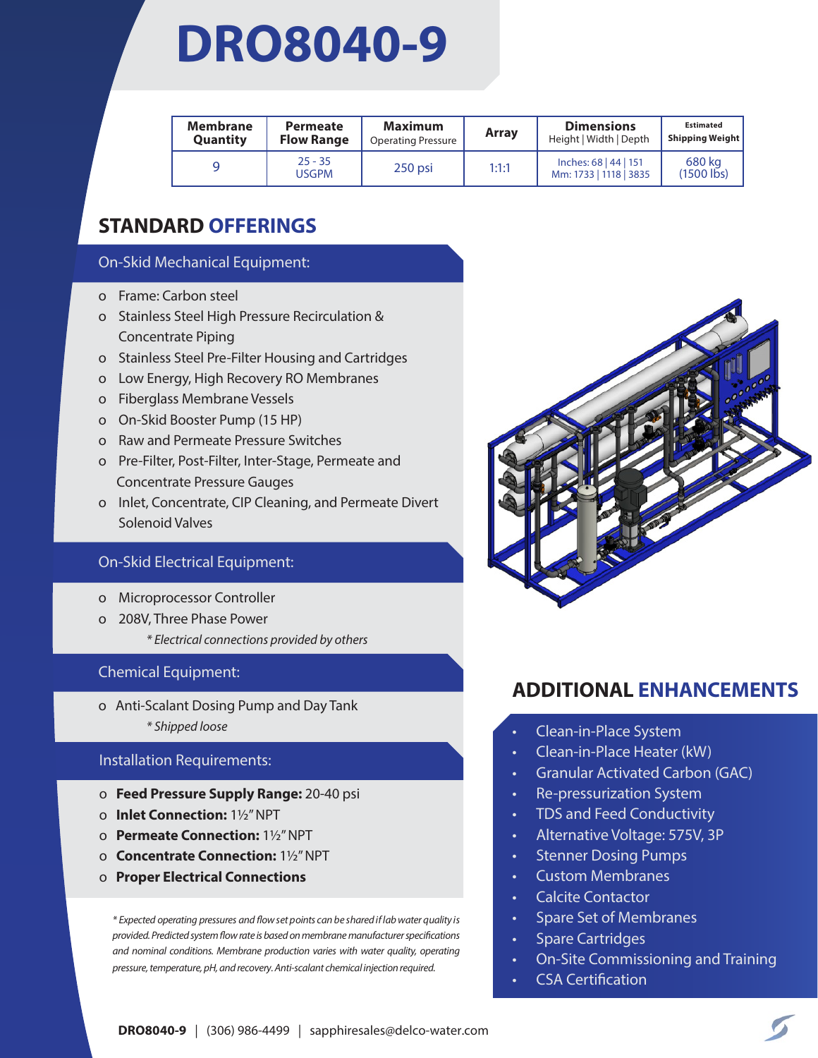# DRO8040-9

| Membrane Quantity | Permeate Flow Range | Maximum Operating Pressure | Array | Dimensions Height \| Width \| Depth | Estimated Shipping Weight |
|---|---|---|---|---|---|
| 9 | 25 - 35 USGPM | 250 psi | 1:1:1 | Inches: 68 \| 44 \| 151 Mm: 1733 \| 1118 \| 3835 | 680 kg (1500 lbs) |

## STANDARD OFFERINGS

### On-Skid Mechanical Equipment:

- Frame: Carbon steel
- Stainless Steel High Pressure Recirculation & Concentrate Piping
- Stainless Steel Pre-Filter Housing and Cartridges
- Low Energy, High Recovery RO Membranes
- Fiberglass Membrane Vessels
- On-Skid Booster Pump (15 HP)
- Raw and Permeate Pressure Switches
- Pre-Filter, Post-Filter, Inter-Stage, Permeate and Concentrate Pressure Gauges
- Inlet, Concentrate, CIP Cleaning, and Permeate Divert Solenoid Valves

### On-Skid Electrical Equipment:

- Microprocessor Controller
- 208V, Three Phase Power

*\* Electrical connections provided by others*

### Chemical Equipment:

- Anti-Scalant Dosing Pump and Day Tank

*\* Shipped loose*

### Installation Requirements:

- **Feed Pressure Supply Range:** 20-40 psi
- **Inlet Connection:** 1½" NPT
- **Permeate Connection:** 1½" NPT
- **Concentrate Connection:** 1½" NPT
- **Proper Electrical Connections**

*\* Expected operating pressures and flow set points can be shared if lab water quality is provided. Predicted system flow rate is based on membrane manufacturer specifications and nominal conditions. Membrane production varies with water quality, operating pressure, temperature, pH, and recovery. Anti-scalant chemical injection required.*

## ADDITIONAL ENHANCEMENTS

- Clean-in-Place System
- Clean-in-Place Heater (kW)
- Granular Activated Carbon (GAC)
- Re-pressurization System
- TDS and Feed Conductivity
- Alternative Voltage: 575V, 3P
- Stenner Dosing Pumps
- Custom Membranes
- Calcite Contactor
- Spare Set of Membranes
- Spare Cartridges
- On-Site Commissioning and Training
- CSA Certification

**DRO8040-9** | (306) 986-4499 | sapphiresales@delco-water.com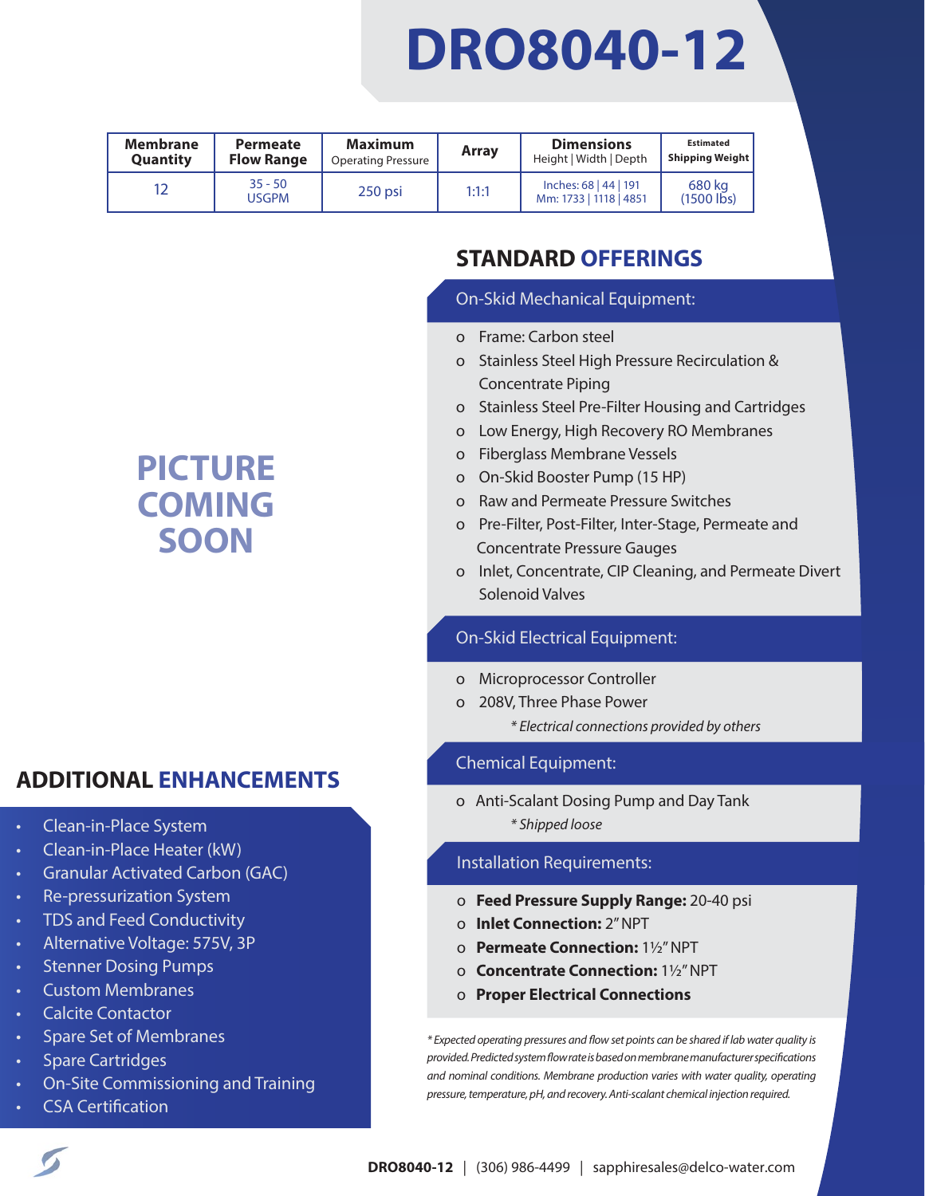# DRO8040-12

| Membrane Quantity | Permeate Flow Range | Maximum Operating Pressure | Array | Dimensions Height \| Width \| Depth | Estimated Shipping Weight |
|---|---|---|---|---|---|
| 12 | 35 - 50 USGPM | 250 psi | 1:1:1 | Inches: 68 \| 44 \| 191 Mm: 1733 \| 1118 \| 4851 | 680 kg (1500 lbs) |

**PICTURE COMING SOON**

## STANDARD OFFERINGS

### On-Skid Mechanical Equipment:

- Frame: Carbon steel
- Stainless Steel High Pressure Recirculation & Concentrate Piping
- Stainless Steel Pre-Filter Housing and Cartridges
- Low Energy, High Recovery RO Membranes
- Fiberglass Membrane Vessels
- On-Skid Booster Pump (15 HP)
- Raw and Permeate Pressure Switches
- Pre-Filter, Post-Filter, Inter-Stage, Permeate and Concentrate Pressure Gauges
- Inlet, Concentrate, CIP Cleaning, and Permeate Divert Solenoid Valves

### On-Skid Electrical Equipment:

- Microprocessor Controller
- 208V, Three Phase Power

*\* Electrical connections provided by others*

### Chemical Equipment:

- Anti-Scalant Dosing Pump and Day Tank

*\* Shipped loose*

### Installation Requirements:

- **Feed Pressure Supply Range:** 20-40 psi
- **Inlet Connection:** 2" NPT
- **Permeate Connection:** 1½" NPT
- **Concentrate Connection:** 1½" NPT
- **Proper Electrical Connections**

*\* Expected operating pressures and flow set points can be shared if lab water quality is provided. Predicted system flow rate is based on membrane manufacturer specifications and nominal conditions. Membrane production varies with water quality, operating pressure, temperature, pH, and recovery. Anti-scalant chemical injection required.*

## ADDITIONAL ENHANCEMENTS

- Clean-in-Place System
- Clean-in-Place Heater (kW)
- Granular Activated Carbon (GAC)
- Re-pressurization System
- TDS and Feed Conductivity
- Alternative Voltage: 575V, 3P
- Stenner Dosing Pumps
- Custom Membranes
- Calcite Contactor
- Spare Set of Membranes
- Spare Cartridges
- On-Site Commissioning and Training
- CSA Certification

**DRO8040-12** | (306) 986-4499 | sapphiresales@delco-water.com